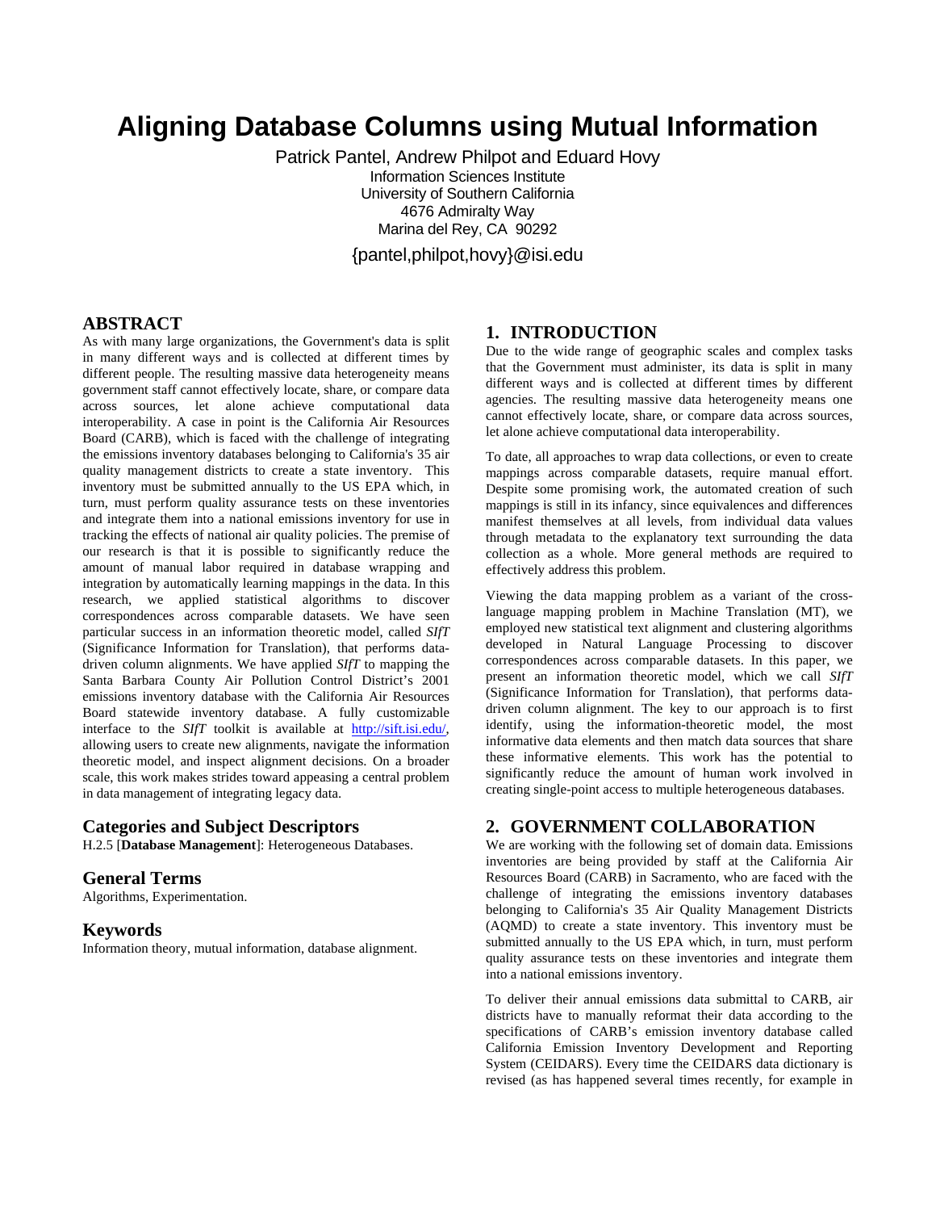# Aligning Database Columns using Mutual Information

Patrick Pantel, Andrew Philpot and Eduard Hovy
Information Sciences Institute
University of Southern California
4676 Admiralty Way
Marina del Rey, CA 90292

{pantel,philpot,hovy}@isi.edu

## ABSTRACT

As with many large organizations, the Government's data is split in many different ways and is collected at different times by different people. The resulting massive data heterogeneity means government staff cannot effectively locate, share, or compare data across sources, let alone achieve computational data interoperability. A case in point is the California Air Resources Board (CARB), which is faced with the challenge of integrating the emissions inventory databases belonging to California's 35 air quality management districts to create a state inventory. This inventory must be submitted annually to the US EPA which, in turn, must perform quality assurance tests on these inventories and integrate them into a national emissions inventory for use in tracking the effects of national air quality policies. The premise of our research is that it is possible to significantly reduce the amount of manual labor required in database wrapping and integration by automatically learning mappings in the data. In this research, we applied statistical algorithms to discover correspondences across comparable datasets. We have seen particular success in an information theoretic model, called *SIfT* (Significance Information for Translation), that performs data-driven column alignments. We have applied *SIfT* to mapping the Santa Barbara County Air Pollution Control District's 2001 emissions inventory database with the California Air Resources Board statewide inventory database. A fully customizable interface to the *SIfT* toolkit is available at http://sift.isi.edu/, allowing users to create new alignments, navigate the information theoretic model, and inspect alignment decisions. On a broader scale, this work makes strides toward appeasing a central problem in data management of integrating legacy data.

## Categories and Subject Descriptors

H.2.5 [**Database Management**]: Heterogeneous Databases.

## General Terms

Algorithms, Experimentation.

## Keywords

Information theory, mutual information, database alignment.

## 1. INTRODUCTION

Due to the wide range of geographic scales and complex tasks that the Government must administer, its data is split in many different ways and is collected at different times by different agencies. The resulting massive data heterogeneity means one cannot effectively locate, share, or compare data across sources, let alone achieve computational data interoperability.

To date, all approaches to wrap data collections, or even to create mappings across comparable datasets, require manual effort. Despite some promising work, the automated creation of such mappings is still in its infancy, since equivalences and differences manifest themselves at all levels, from individual data values through metadata to the explanatory text surrounding the data collection as a whole. More general methods are required to effectively address this problem.

Viewing the data mapping problem as a variant of the cross-language mapping problem in Machine Translation (MT), we employed new statistical text alignment and clustering algorithms developed in Natural Language Processing to discover correspondences across comparable datasets. In this paper, we present an information theoretic model, which we call *SIfT* (Significance Information for Translation), that performs data-driven column alignment. The key to our approach is to first identify, using the information-theoretic model, the most informative data elements and then match data sources that share these informative elements. This work has the potential to significantly reduce the amount of human work involved in creating single-point access to multiple heterogeneous databases.

## 2. GOVERNMENT COLLABORATION

We are working with the following set of domain data. Emissions inventories are being provided by staff at the California Air Resources Board (CARB) in Sacramento, who are faced with the challenge of integrating the emissions inventory databases belonging to California's 35 Air Quality Management Districts (AQMD) to create a state inventory. This inventory must be submitted annually to the US EPA which, in turn, must perform quality assurance tests on these inventories and integrate them into a national emissions inventory.

To deliver their annual emissions data submittal to CARB, air districts have to manually reformat their data according to the specifications of CARB's emission inventory database called California Emission Inventory Development and Reporting System (CEIDARS). Every time the CEIDARS data dictionary is revised (as has happened several times recently, for example in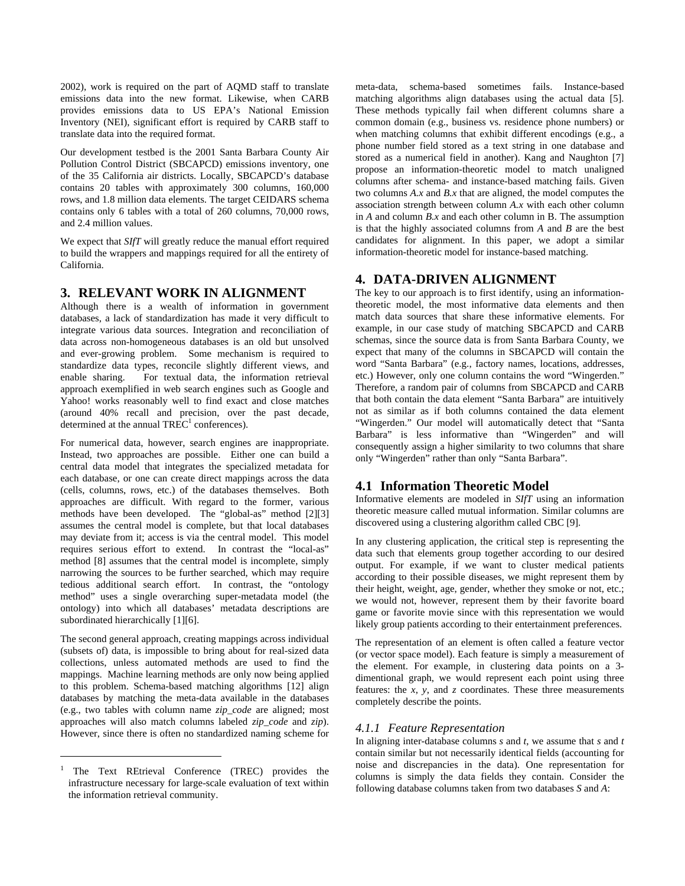2002), work is required on the part of AQMD staff to translate emissions data into the new format. Likewise, when CARB provides emissions data to US EPA's National Emission Inventory (NEI), significant effort is required by CARB staff to translate data into the required format.

Our development testbed is the 2001 Santa Barbara County Air Pollution Control District (SBCAPCD) emissions inventory, one of the 35 California air districts. Locally, SBCAPCD's database contains 20 tables with approximately 300 columns, 160,000 rows, and 1.8 million data elements. The target CEIDARS schema contains only 6 tables with a total of 260 columns, 70,000 rows, and 2.4 million values.

We expect that *SIfT* will greatly reduce the manual effort required to build the wrappers and mappings required for all the entirety of California.

## 3. RELEVANT WORK IN ALIGNMENT

Although there is a wealth of information in government databases, a lack of standardization has made it very difficult to integrate various data sources. Integration and reconciliation of data across non-homogeneous databases is an old but unsolved and ever-growing problem. Some mechanism is required to standardize data types, reconcile slightly different views, and enable sharing. For textual data, the information retrieval approach exemplified in web search engines such as Google and Yahoo! works reasonably well to find exact and close matches (around 40% recall and precision, over the past decade, determined at the annual TREC[1] conferences).

For numerical data, however, search engines are inappropriate. Instead, two approaches are possible. Either one can build a central data model that integrates the specialized metadata for each database, or one can create direct mappings across the data (cells, columns, rows, etc.) of the databases themselves. Both approaches are difficult. With regard to the former, various methods have been developed. The "global-as" method [2][3] assumes the central model is complete, but that local databases may deviate from it; access is via the central model. This model requires serious effort to extend. In contrast the "local-as" method [8] assumes that the central model is incomplete, simply narrowing the sources to be further searched, which may require tedious additional search effort. In contrast, the "ontology method" uses a single overarching super-metadata model (the ontology) into which all databases' metadata descriptions are subordinated hierarchically [1][6].

The second general approach, creating mappings across individual (subsets of) data, is impossible to bring about for real-sized data collections, unless automated methods are used to find the mappings. Machine learning methods are only now being applied to this problem. Schema-based matching algorithms [12] align databases by matching the meta-data available in the databases (e.g., two tables with column name *zip_code* are aligned; most approaches will also match columns labeled *zip_code* and *zip*). However, since there is often no standardized naming scheme for meta-data, schema-based sometimes fails. Instance-based matching algorithms align databases using the actual data [5]. These methods typically fail when different columns share a common domain (e.g., business vs. residence phone numbers) or when matching columns that exhibit different encodings (e.g., a phone number field stored as a text string in one database and stored as a numerical field in another). Kang and Naughton [7] propose an information-theoretic model to match unaligned columns after schema- and instance-based matching fails. Given two columns *A.x* and *B.x* that are aligned, the model computes the association strength between column *A.x* with each other column in *A* and column *B.x* and each other column in B. The assumption is that the highly associated columns from *A* and *B* are the best candidates for alignment. In this paper, we adopt a similar information-theoretic model for instance-based matching.

## 4. DATA-DRIVEN ALIGNMENT

The key to our approach is to first identify, using an information-theoretic model, the most informative data elements and then match data sources that share these informative elements. For example, in our case study of matching SBCAPCD and CARB schemas, since the source data is from Santa Barbara County, we expect that many of the columns in SBCAPCD will contain the word "Santa Barbara" (e.g., factory names, locations, addresses, etc.) However, only one column contains the word "Wingerden." Therefore, a random pair of columns from SBCAPCD and CARB that both contain the data element "Santa Barbara" are intuitively not as similar as if both columns contained the data element "Wingerden." Our model will automatically detect that "Santa Barbara" is less informative than "Wingerden" and will consequently assign a higher similarity to two columns that share only "Wingerden" rather than only "Santa Barbara".

### 4.1 Information Theoretic Model

Informative elements are modeled in *SIfT* using an information theoretic measure called mutual information. Similar columns are discovered using a clustering algorithm called CBC [9].

In any clustering application, the critical step is representing the data such that elements group together according to our desired output. For example, if we want to cluster medical patients according to their possible diseases, we might represent them by their height, weight, age, gender, whether they smoke or not, etc.; we would not, however, represent them by their favorite board game or favorite movie since with this representation we would likely group patients according to their entertainment preferences.

The representation of an element is often called a feature vector (or vector space model). Each feature is simply a measurement of the element. For example, in clustering data points on a 3-dimentional graph, we would represent each point using three features: the *x*, *y*, and *z* coordinates. These three measurements completely describe the points.

#### 4.1.1 Feature Representation

In aligning inter-database columns *s* and *t*, we assume that *s* and *t* contain similar but not necessarily identical fields (accounting for noise and discrepancies in the data). One representation for columns is simply the data fields they contain. Consider the following database columns taken from two databases *S* and *A*:

[1] The Text REtrieval Conference (TREC) provides the infrastructure necessary for large-scale evaluation of text within the information retrieval community.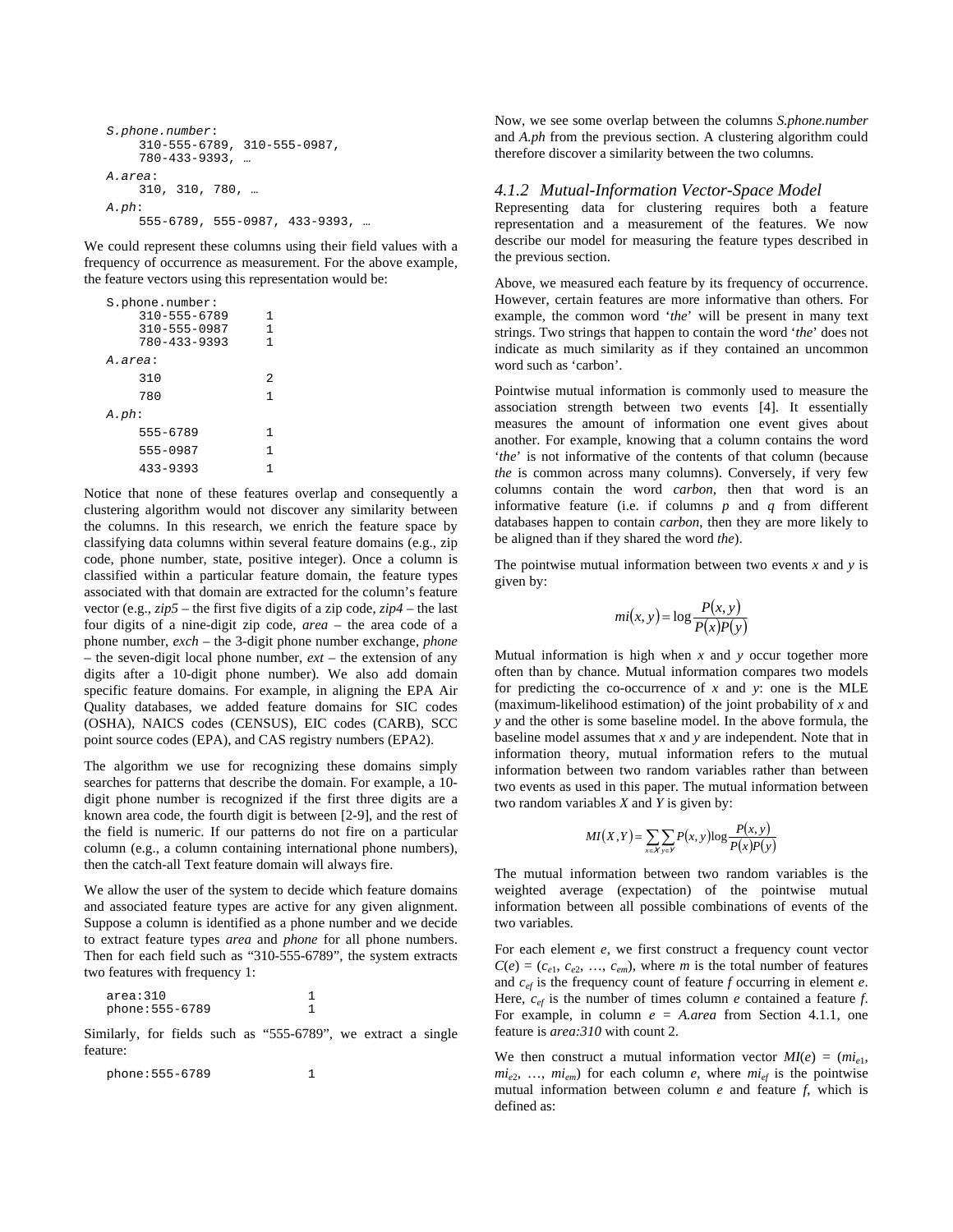```
S.phone.number:
    310-555-6789, 310-555-0987,
    780-433-9393, …
A.area:
    310, 310, 780, …
A.ph:
    555-6789, 555-0987, 433-9393, …
```

We could represent these columns using their field values with a frequency of occurrence as measurement. For the above example, the feature vectors using this representation would be:

```
S.phone.number:
    310-555-6789     1
    310-555-0987     1
    780-433-9393     1
A.area:
    310              2
    780              1
A.ph:
    555-6789         1
    555-0987         1
    433-9393         1
```

Notice that none of these features overlap and consequently a clustering algorithm would not discover any similarity between the columns. In this research, we enrich the feature space by classifying data columns within several feature domains (e.g., zip code, phone number, state, positive integer). Once a column is classified within a particular feature domain, the feature types associated with that domain are extracted for the column's feature vector (e.g., *zip5* – the first five digits of a zip code, *zip4* – the last four digits of a nine-digit zip code, *area* – the area code of a phone number, *exch* – the 3-digit phone number exchange, *phone* – the seven-digit local phone number, *ext* – the extension of any digits after a 10-digit phone number). We also add domain specific feature domains. For example, in aligning the EPA Air Quality databases, we added feature domains for SIC codes (OSHA), NAICS codes (CENSUS), EIC codes (CARB), SCC point source codes (EPA), and CAS registry numbers (EPA2).

The algorithm we use for recognizing these domains simply searches for patterns that describe the domain. For example, a 10-digit phone number is recognized if the first three digits are a known area code, the fourth digit is between [2-9], and the rest of the field is numeric. If our patterns do not fire on a particular column (e.g., a column containing international phone numbers), then the catch-all Text feature domain will always fire.

We allow the user of the system to decide which feature domains and associated feature types are active for any given alignment. Suppose a column is identified as a phone number and we decide to extract feature types *area* and *phone* for all phone numbers. Then for each field such as "310-555-6789", the system extracts two features with frequency 1:

```
area:310              1
phone:555-6789        1
```

Similarly, for fields such as "555-6789", we extract a single feature:

```
phone:555-6789        1
```

Now, we see some overlap between the columns *S.phone.number* and *A.ph* from the previous section. A clustering algorithm could therefore discover a similarity between the two columns.

### 4.1.2 Mutual-Information Vector-Space Model

Representing data for clustering requires both a feature representation and a measurement of the features. We now describe our model for measuring the feature types described in the previous section.

Above, we measured each feature by its frequency of occurrence. However, certain features are more informative than others. For example, the common word '*the*' will be present in many text strings. Two strings that happen to contain the word '*the*' does not indicate as much similarity as if they contained an uncommon word such as 'carbon'.

Pointwise mutual information is commonly used to measure the association strength between two events [4]. It essentially measures the amount of information one event gives about another. For example, knowing that a column contains the word '*the*' is not informative of the contents of that column (because *the* is common across many columns). Conversely, if very few columns contain the word *carbon*, then that word is an informative feature (i.e. if columns $p$ and $q$ from different databases happen to contain *carbon*, then they are more likely to be aligned than if they shared the word *the*).

The pointwise mutual information between two events $x$ and $y$ is given by:

$$mi(x,y) = \log \frac{P(x,y)}{P(x)P(y)}$$

Mutual information is high when $x$ and $y$ occur together more often than by chance. Mutual information compares two models for predicting the co-occurrence of $x$ and $y$: one is the MLE (maximum-likelihood estimation) of the joint probability of $x$ and $y$ and the other is some baseline model. In the above formula, the baseline model assumes that $x$ and $y$ are independent. Note that in information theory, mutual information refers to the mutual information between two random variables rather than between two events as used in this paper. The mutual information between two random variables $X$ and $Y$ is given by:

$$MI(X,Y) = \sum_{x \in X} \sum_{y \in Y} P(x,y) \log \frac{P(x,y)}{P(x)P(y)}$$

The mutual information between two random variables is the weighted average (expectation) of the pointwise mutual information between all possible combinations of events of the two variables.

For each element $e$, we first construct a frequency count vector $C(e) = (c_{e1}, c_{e2}, \ldots, c_{em})$, where $m$ is the total number of features and $c_{ef}$ is the frequency count of feature $f$ occurring in element $e$. Here, $c_{ef}$ is the number of times column $e$ contained a feature $f$. For example, in column $e$ = *A.area* from Section 4.1.1, one feature is *area:310* with count 2.

We then construct a mutual information vector $MI(e) = (mi_{e1}, mi_{e2}, \ldots, mi_{em})$ for each column $e$, where $mi_{ef}$ is the pointwise mutual information between column $e$ and feature $f$, which is defined as: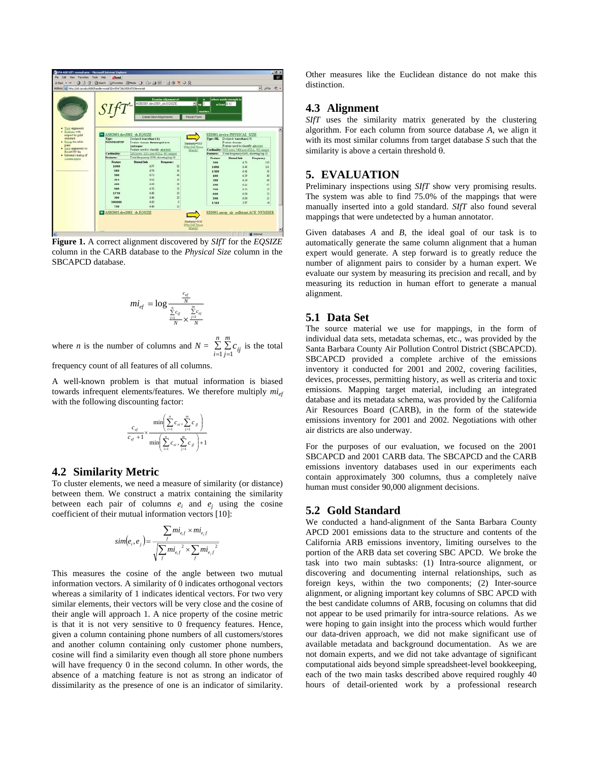**Figure 1.** A correct alignment discovered by *SIfT* for the *EQSIZE* column in the CARB database to the *Physical Size* column in the SBCAPCD database.

$$mi_{ef} = \log \frac{\frac{c_{ef}}{N}}{\frac{\sum_{i=1}^{n} c_{if}}{N} \times \frac{\sum_{j=1}^{m} c_{ej}}{N}}$$

where $n$ is the number of columns and $N = \sum_{i=1}^{n}\sum_{j=1}^{m} c_{ij}$ is the total frequency count of all features of all columns.

A well-known problem is that mutual information is biased towards infrequent elements/features. We therefore multiply $mi_{ef}$ with the following discounting factor:

$$\frac{c_{ef}}{c_{ef}+1} \times \frac{\min\left(\sum_{i=1}^{n} c_{ei}, \sum_{j=1}^{m} c_{jf}\right)}{\min\left(\sum_{i=1}^{n} c_{ei}, \sum_{j=1}^{m} c_{jf}\right)+1}$$

## 4.2 Similarity Metric

To cluster elements, we need a measure of similarity (or distance) between them. We construct a matrix containing the similarity between each pair of columns $e_i$ and $e_j$ using the cosine coefficient of their mutual information vectors [10]:

$$sim(e_i, e_j) = \frac{\sum_f mi_{e_i f} \times mi_{e_j f}}{\sqrt{\sum_f mi_{e_i f}^2 \times \sum_f mi_{e_j f}^2}}$$

This measures the cosine of the angle between two mutual information vectors. A similarity of 0 indicates orthogonal vectors whereas a similarity of 1 indicates identical vectors. For two very similar elements, their vectors will be very close and the cosine of their angle will approach 1. A nice property of the cosine metric is that it is not very sensitive to 0 frequency features. Hence, given a column containing phone numbers of all customers/stores and another column containing only customer phone numbers, cosine will find a similarity even though all store phone numbers will have frequency 0 in the second column. In other words, the absence of a matching feature is not as strong an indicator of dissimilarity as the presence of one is an indicator of similarity. Other measures like the Euclidean distance do not make this distinction.

## 4.3 Alignment

*SIfT* uses the similarity matrix generated by the clustering algorithm. For each column from source database *A*, we align it with its most similar columns from target database *S* such that the similarity is above a certain threshold θ.

# 5. EVALUATION

Preliminary inspections using *SIfT* show very promising results. The system was able to find 75.0% of the mappings that were manually inserted into a gold standard. *SIfT* also found several mappings that were undetected by a human annotator.

Given databases *A* and *B*, the ideal goal of our task is to automatically generate the same column alignment that a human expert would generate. A step forward is to greatly reduce the number of alignment pairs to consider by a human expert. We evaluate our system by measuring its precision and recall, and by measuring its reduction in human effort to generate a manual alignment.

## 5.1 Data Set

The source material we use for mappings, in the form of individual data sets, metadata schemas, etc., was provided by the Santa Barbara County Air Pollution Control District (SBCAPCD). SBCAPCD provided a complete archive of the emissions inventory it conducted for 2001 and 2002, covering facilities, devices, processes, permitting history, as well as criteria and toxic emissions. Mapping target material, including an integrated database and its metadata schema, was provided by the California Air Resources Board (CARB), in the form of the statewide emissions inventory for 2001 and 2002. Negotiations with other air districts are also underway.

For the purposes of our evaluation, we focused on the 2001 SBCAPCD and 2001 CARB data. The SBCAPCD and the CARB emissions inventory databases used in our experiments each contain approximately 300 columns, thus a completely naïve human must consider 90,000 alignment decisions.

## 5.2 Gold Standard

We conducted a hand-alignment of the Santa Barbara County APCD 2001 emissions data to the structure and contents of the California ARB emissions inventory, limiting ourselves to the portion of the ARB data set covering SBC APCD. We broke the task into two main subtasks: (1) Intra-source alignment, or discovering and documenting internal relationships, such as foreign keys, within the two components; (2) Inter-source alignment, or aligning important key columns of SBC APCD with the best candidate columns of ARB, focusing on columns that did not appear to be used primarily for intra-source relations. As we were hoping to gain insight into the process which would further our data-driven approach, we did not make significant use of available metadata and background documentation. As we are not domain experts, and we did not take advantage of significant computational aids beyond simple spreadsheet-level bookkeeping, each of the two main tasks described above required roughly 40 hours of detail-oriented work by a professional research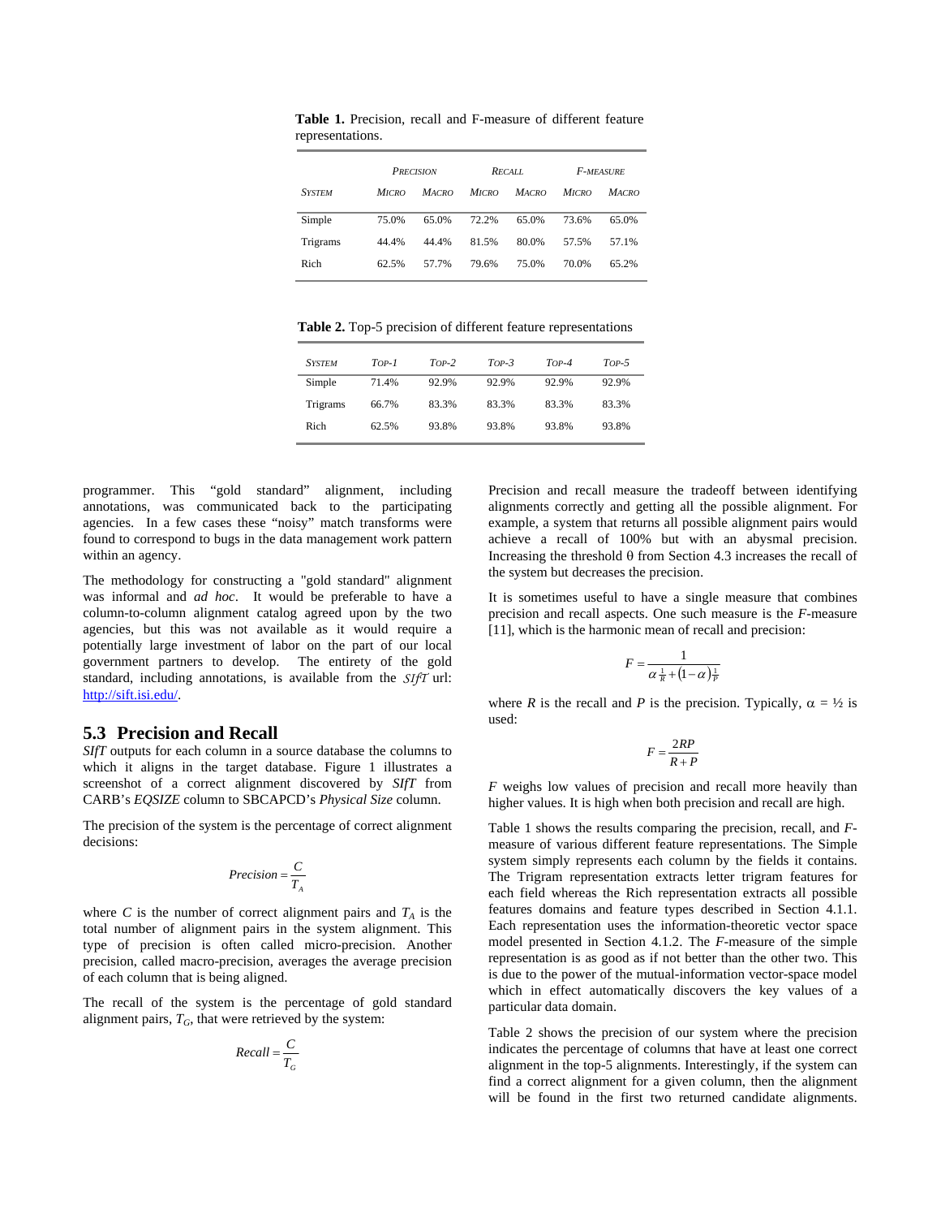**Table 1.** Precision, recall and F-measure of different feature representations.

| SYSTEM | PRECISION | | RECALL | | F-MEASURE | |
|---|---|---|---|---|---|---|
| | MICRO | MACRO | MICRO | MACRO | MICRO | MACRO |
| Simple | 75.0% | 65.0% | 72.2% | 65.0% | 73.6% | 65.0% |
| Trigrams | 44.4% | 44.4% | 81.5% | 80.0% | 57.5% | 57.1% |
| Rich | 62.5% | 57.7% | 79.6% | 75.0% | 70.0% | 65.2% |

**Table 2.** Top-5 precision of different feature representations

| SYSTEM | TOP-1 | TOP-2 | TOP-3 | TOP-4 | TOP-5 |
|---|---|---|---|---|---|
| Simple | 71.4% | 92.9% | 92.9% | 92.9% | 92.9% |
| Trigrams | 66.7% | 83.3% | 83.3% | 83.3% | 83.3% |
| Rich | 62.5% | 93.8% | 93.8% | 93.8% | 93.8% |

programmer. This "gold standard" alignment, including annotations, was communicated back to the participating agencies. In a few cases these "noisy" match transforms were found to correspond to bugs in the data management work pattern within an agency.

The methodology for constructing a "gold standard" alignment was informal and *ad hoc*. It would be preferable to have a column-to-column alignment catalog agreed upon by the two agencies, but this was not available as it would require a potentially large investment of labor on the part of our local government partners to develop. The entirety of the gold standard, including annotations, is available from the *SIfT* url: http://sift.isi.edu/.

## 5.3 Precision and Recall

*SIfT* outputs for each column in a source database the columns to which it aligns in the target database. Figure 1 illustrates a screenshot of a correct alignment discovered by *SIfT* from CARB's *EQSIZE* column to SBCAPCD's *Physical Size* column.

The precision of the system is the percentage of correct alignment decisions:

$$Precision = \frac{C}{T_A}$$

where $C$ is the number of correct alignment pairs and $T_A$ is the total number of alignment pairs in the system alignment. This type of precision is often called micro-precision. Another precision, called macro-precision, averages the average precision of each column that is being aligned.

The recall of the system is the percentage of gold standard alignment pairs, $T_G$, that were retrieved by the system:

$$Recall = \frac{C}{T_G}$$

Precision and recall measure the tradeoff between identifying alignments correctly and getting all the possible alignment. For example, a system that returns all possible alignment pairs would achieve a recall of 100% but with an abysmal precision. Increasing the threshold θ from Section 4.3 increases the recall of the system but decreases the precision.

It is sometimes useful to have a single measure that combines precision and recall aspects. One such measure is the *F*-measure [11], which is the harmonic mean of recall and precision:

$$F = \frac{1}{\alpha \frac{1}{R} + (1-\alpha)\frac{1}{P}}$$

where $R$ is the recall and $P$ is the precision. Typically, $\alpha = ½$ is used:

$$F = \frac{2RP}{R+P}$$

*F* weighs low values of precision and recall more heavily than higher values. It is high when both precision and recall are high.

Table 1 shows the results comparing the precision, recall, and *F*-measure of various different feature representations. The Simple system simply represents each column by the fields it contains. The Trigram representation extracts letter trigram features for each field whereas the Rich representation extracts all possible features domains and feature types described in Section 4.1.1. Each representation uses the information-theoretic vector space model presented in Section 4.1.2. The *F*-measure of the simple representation is as good as if not better than the other two. This is due to the power of the mutual-information vector-space model which in effect automatically discovers the key values of a particular data domain.

Table 2 shows the precision of our system where the precision indicates the percentage of columns that have at least one correct alignment in the top-5 alignments. Interestingly, if the system can find a correct alignment for a given column, then the alignment will be found in the first two returned candidate alignments.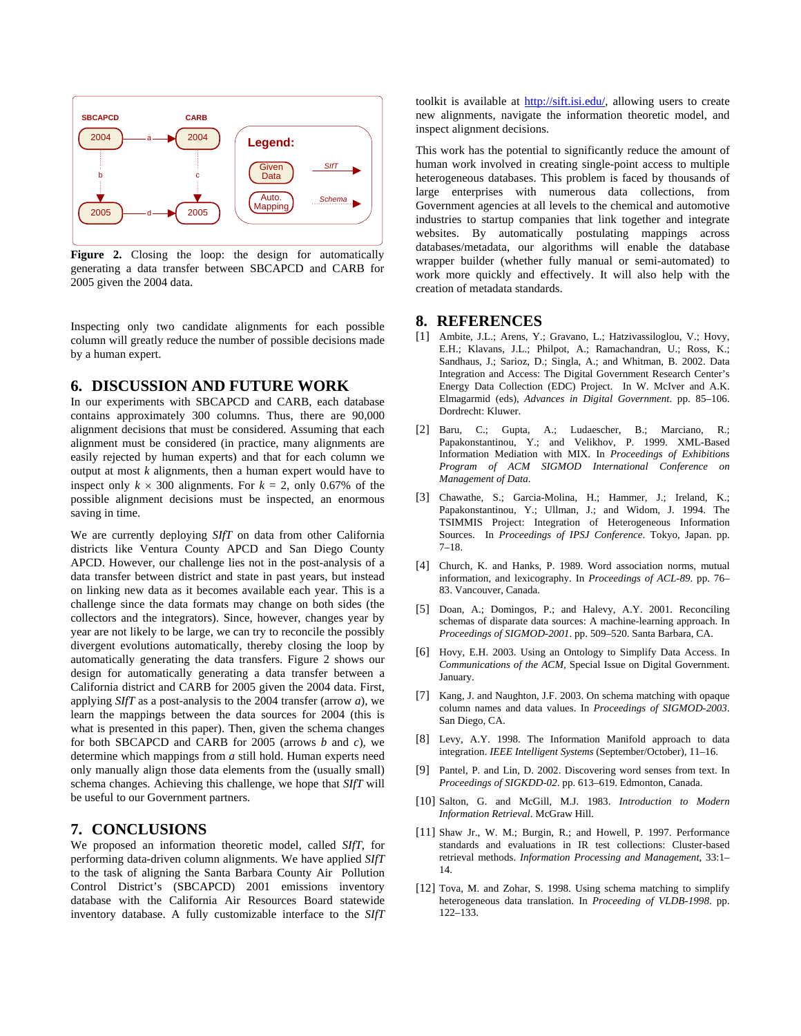SBCAPCD

CARB

2004

a

2004

b

c

2005

d

2005

Legend:

Given Data

SIfT

Auto. Mapping

Schema

**Figure 2.** Closing the loop: the design for automatically generating a data transfer between SBCAPCD and CARB for 2005 given the 2004 data.

Inspecting only two candidate alignments for each possible column will greatly reduce the number of possible decisions made by a human expert.

## 6. DISCUSSION AND FUTURE WORK

In our experiments with SBCAPCD and CARB, each database contains approximately 300 columns. Thus, there are 90,000 alignment decisions that must be considered. Assuming that each alignment must be considered (in practice, many alignments are easily rejected by human experts) and that for each column we output at most $k$ alignments, then a human expert would have to inspect only $k \times 300$ alignments. For $k = 2$, only 0.67% of the possible alignment decisions must be inspected, an enormous saving in time.

We are currently deploying *SIfT* on data from other California districts like Ventura County APCD and San Diego County APCD. However, our challenge lies not in the post-analysis of a data transfer between district and state in past years, but instead on linking new data as it becomes available each year. This is a challenge since the data formats may change on both sides (the collectors and the integrators). Since, however, changes year by year are not likely to be large, we can try to reconcile the possibly divergent evolutions automatically, thereby closing the loop by automatically generating the data transfers. Figure 2 shows our design for automatically generating a data transfer between a California district and CARB for 2005 given the 2004 data. First, applying *SIfT* as a post-analysis to the 2004 transfer (arrow *a*), we learn the mappings between the data sources for 2004 (this is what is presented in this paper). Then, given the schema changes for both SBCAPCD and CARB for 2005 (arrows *b* and *c*), we determine which mappings from *a* still hold. Human experts need only manually align those data elements from the (usually small) schema changes. Achieving this challenge, we hope that *SIfT* will be useful to our Government partners.

## 7. CONCLUSIONS

We proposed an information theoretic model, called *SIfT*, for performing data-driven column alignments. We have applied *SIfT* to the task of aligning the Santa Barbara County Air Pollution Control District's (SBCAPCD) 2001 emissions inventory database with the California Air Resources Board statewide inventory database. A fully customizable interface to the *SIfT* toolkit is available at http://sift.isi.edu/, allowing users to create new alignments, navigate the information theoretic model, and inspect alignment decisions.

This work has the potential to significantly reduce the amount of human work involved in creating single-point access to multiple heterogeneous databases. This problem is faced by thousands of large enterprises with numerous data collections, from Government agencies at all levels to the chemical and automotive industries to startup companies that link together and integrate websites. By automatically postulating mappings across databases/metadata, our algorithms will enable the database wrapper builder (whether fully manual or semi-automated) to work more quickly and effectively. It will also help with the creation of metadata standards.

## 8. REFERENCES

[1] Ambite, J.L.; Arens, Y.; Gravano, L.; Hatzivassiloglou, V.; Hovy, E.H.; Klavans, J.L.; Philpot, A.; Ramachandran, U.; Ross, K.; Sandhaus, J.; Sarioz, D.; Singla, A.; and Whitman, B. 2002. Data Integration and Access: The Digital Government Research Center's Energy Data Collection (EDC) Project. In W. McIver and A.K. Elmagarmid (eds), *Advances in Digital Government*. pp. 85–106. Dordrecht: Kluwer.

[2] Baru, C.; Gupta, A.; Ludaescher, B.; Marciano, R.; Papakonstantinou, Y.; and Velikhov, P. 1999. XML-Based Information Mediation with MIX. In *Proceedings of Exhibitions Program of ACM SIGMOD International Conference on Management of Data*.

[3] Chawathe, S.; Garcia-Molina, H.; Hammer, J.; Ireland, K.; Papakonstantinou, Y.; Ullman, J.; and Widom, J. 1994. The TSIMMIS Project: Integration of Heterogeneous Information Sources. In *Proceedings of IPSJ Conference*. Tokyo, Japan. pp. 7–18.

[4] Church, K. and Hanks, P. 1989. Word association norms, mutual information, and lexicography. In *Proceedings of ACL-89*. pp. 76–83. Vancouver, Canada.

[5] Doan, A.; Domingos, P.; and Halevy, A.Y. 2001. Reconciling schemas of disparate data sources: A machine-learning approach. In *Proceedings of SIGMOD-2001*. pp. 509–520. Santa Barbara, CA.

[6] Hovy, E.H. 2003. Using an Ontology to Simplify Data Access. In *Communications of the ACM*, Special Issue on Digital Government. January.

[7] Kang, J. and Naughton, J.F. 2003. On schema matching with opaque column names and data values. In *Proceedings of SIGMOD-2003*. San Diego, CA.

[8] Levy, A.Y. 1998. The Information Manifold approach to data integration. *IEEE Intelligent Systems* (September/October), 11–16.

[9] Pantel, P. and Lin, D. 2002. Discovering word senses from text. In *Proceedings of SIGKDD-02*. pp. 613–619. Edmonton, Canada.

[10] Salton, G. and McGill, M.J. 1983. *Introduction to Modern Information Retrieval*. McGraw Hill.

[11] Shaw Jr., W. M.; Burgin, R.; and Howell, P. 1997. Performance standards and evaluations in IR test collections: Cluster-based retrieval methods. *Information Processing and Management*, 33:1–14.

[12] Tova, M. and Zohar, S. 1998. Using schema matching to simplify heterogeneous data translation. In *Proceeding of VLDB-1998*. pp. 122–133.